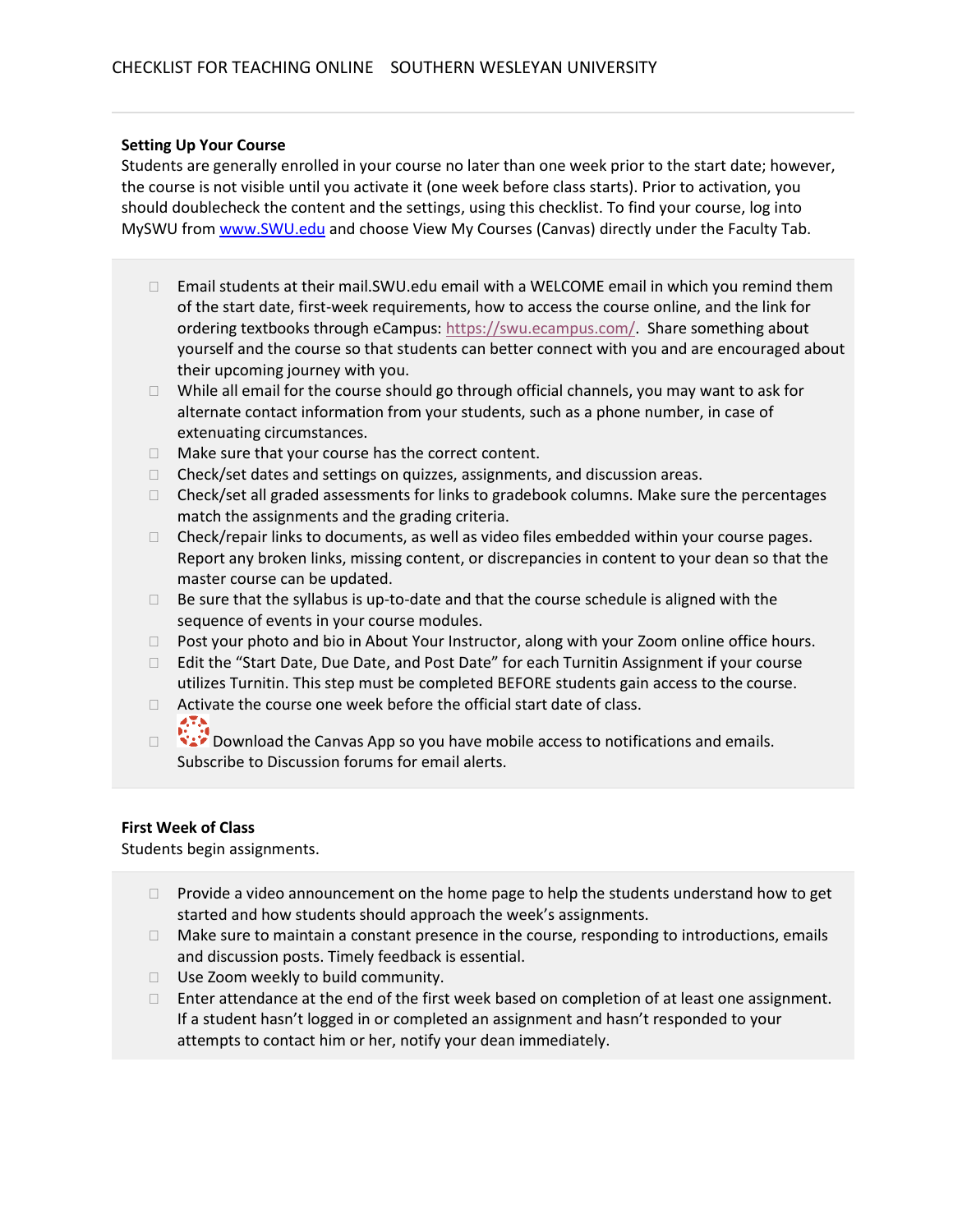CHECKLIST FOR TEACHING ONLINE    SOUTHERN WESLEYAN UNIVERSITY

**Setting Up Your Course**

Students are generally enrolled in your course no later than one week prior to the start date; however, the course is not visible until you activate it (one week before class starts). Prior to activation, you should doublecheck the content and the settings, using this checklist. To find your course, log into MySWU from www.SWU.edu and choose View My Courses (Canvas) directly under the Faculty Tab.

- ☐ Email students at their mail.SWU.edu email with a WELCOME email in which you remind them of the start date, first-week requirements, how to access the course online, and the link for ordering textbooks through eCampus: https://swu.ecampus.com/. Share something about yourself and the course so that students can better connect with you and are encouraged about their upcoming journey with you.
- ☐ While all email for the course should go through official channels, you may want to ask for alternate contact information from your students, such as a phone number, in case of extenuating circumstances.
- ☐ Make sure that your course has the correct content.
- ☐ Check/set dates and settings on quizzes, assignments, and discussion areas.
- ☐ Check/set all graded assessments for links to gradebook columns. Make sure the percentages match the assignments and the grading criteria.
- ☐ Check/repair links to documents, as well as video files embedded within your course pages. Report any broken links, missing content, or discrepancies in content to your dean so that the master course can be updated.
- ☐ Be sure that the syllabus is up-to-date and that the course schedule is aligned with the sequence of events in your course modules.
- ☐ Post your photo and bio in About Your Instructor, along with your Zoom online office hours.
- ☐ Edit the "Start Date, Due Date, and Post Date" for each Turnitin Assignment if your course utilizes Turnitin. This step must be completed BEFORE students gain access to the course.
- ☐ Activate the course one week before the official start date of class.
- ☐ Download the Canvas App so you have mobile access to notifications and emails. Subscribe to Discussion forums for email alerts.

**First Week of Class**

Students begin assignments.

- ☐ Provide a video announcement on the home page to help the students understand how to get started and how students should approach the week's assignments.
- ☐ Make sure to maintain a constant presence in the course, responding to introductions, emails and discussion posts. Timely feedback is essential.
- ☐ Use Zoom weekly to build community.
- ☐ Enter attendance at the end of the first week based on completion of at least one assignment. If a student hasn't logged in or completed an assignment and hasn't responded to your attempts to contact him or her, notify your dean immediately.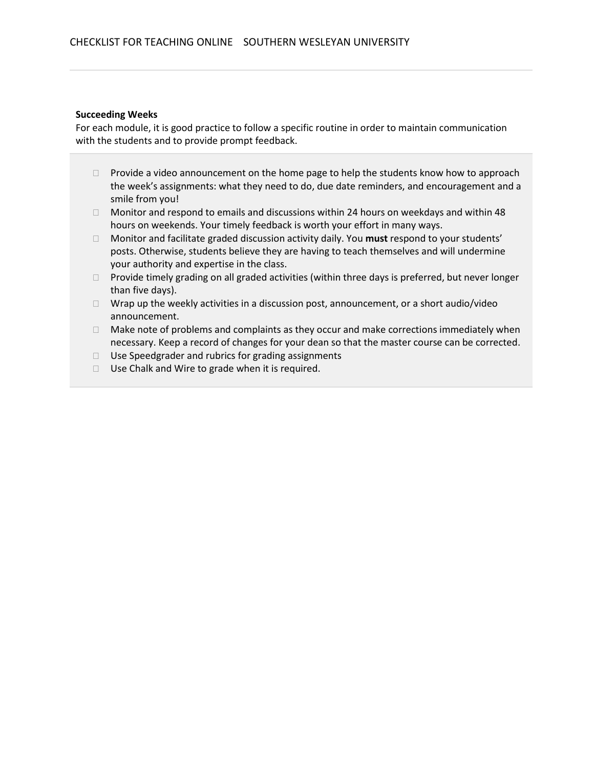**Succeeding Weeks**

For each module, it is good practice to follow a specific routine in order to maintain communication with the students and to provide prompt feedback.

- Provide a video announcement on the home page to help the students know how to approach the week's assignments: what they need to do, due date reminders, and encouragement and a smile from you!
- Monitor and respond to emails and discussions within 24 hours on weekdays and within 48 hours on weekends. Your timely feedback is worth your effort in many ways.
- Monitor and facilitate graded discussion activity daily. You **must** respond to your students' posts. Otherwise, students believe they are having to teach themselves and will undermine your authority and expertise in the class.
- Provide timely grading on all graded activities (within three days is preferred, but never longer than five days).
- Wrap up the weekly activities in a discussion post, announcement, or a short audio/video announcement.
- Make note of problems and complaints as they occur and make corrections immediately when necessary. Keep a record of changes for your dean so that the master course can be corrected.
- Use Speedgrader and rubrics for grading assignments
- Use Chalk and Wire to grade when it is required.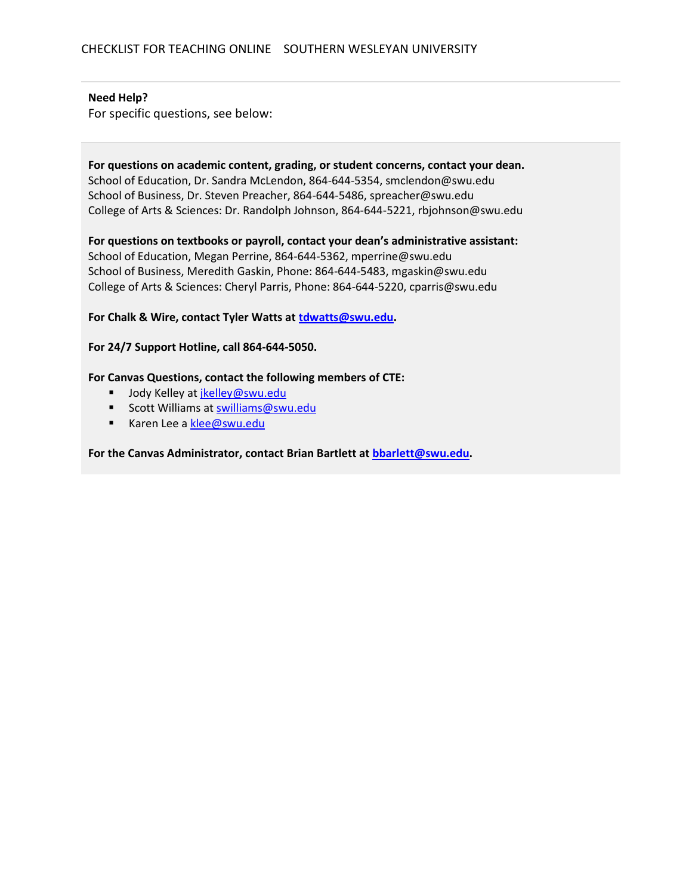**Need Help?**
For specific questions, see below:

**For questions on academic content, grading, or student concerns, contact your dean.**
School of Education, Dr. Sandra McLendon, 864-644-5354, smclendon@swu.edu
School of Business, Dr. Steven Preacher, 864-644-5486, spreacher@swu.edu
College of Arts & Sciences: Dr. Randolph Johnson, 864-644-5221, rbjohnson@swu.edu

**For questions on textbooks or payroll, contact your dean's administrative assistant:**
School of Education, Megan Perrine, 864-644-5362, mperrine@swu.edu
School of Business, Meredith Gaskin, Phone: 864-644-5483, mgaskin@swu.edu
College of Arts & Sciences: Cheryl Parris, Phone: 864-644-5220, cparris@swu.edu

**For Chalk & Wire, contact Tyler Watts at tdwatts@swu.edu.**

**For 24/7 Support Hotline, call 864-644-5050.**

**For Canvas Questions, contact the following members of CTE:**

- Jody Kelley at jkelley@swu.edu
- Scott Williams at swilliams@swu.edu
- Karen Lee a klee@swu.edu

**For the Canvas Administrator, contact Brian Bartlett at bbarlett@swu.edu.**